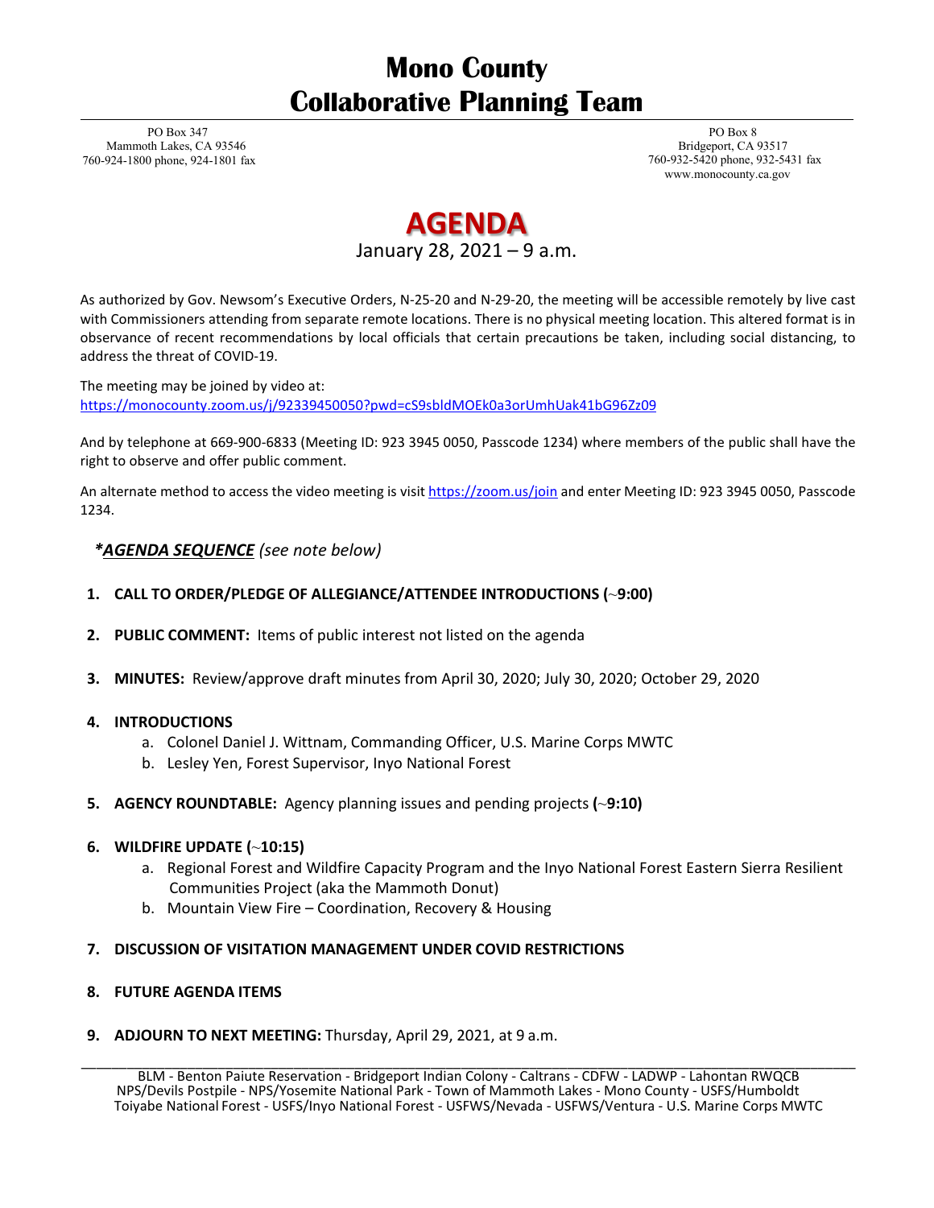# Mono County
# Collaborative Planning Team

PO Box 347
Mammoth Lakes, CA 93546
760-924-1800 phone, 924-1801 fax

PO Box 8
Bridgeport, CA 93517
760-932-5420 phone, 932-5431 fax
www.monocounty.ca.gov

## AGENDA

January 28, 2021 – 9 a.m.

As authorized by Gov. Newsom's Executive Orders, N-25-20 and N-29-20, the meeting will be accessible remotely by live cast with Commissioners attending from separate remote locations. There is no physical meeting location. This altered format is in observance of recent recommendations by local officials that certain precautions be taken, including social distancing, to address the threat of COVID-19.

The meeting may be joined by video at:
https://monocounty.zoom.us/j/92339450050?pwd=cS9sbldMOEk0a3orUmhUak41bG96Zz09

And by telephone at 669-900-6833 (Meeting ID: 923 3945 0050, Passcode 1234) where members of the public shall have the right to observe and offer public comment.

An alternate method to access the video meeting is visit https://zoom.us/join and enter Meeting ID: 923 3945 0050, Passcode 1234.

***AGENDA SEQUENCE** (see note below)*

1. **CALL TO ORDER/PLEDGE OF ALLEGIANCE/ATTENDEE INTRODUCTIONS (~9:00)**

2. **PUBLIC COMMENT:** Items of public interest not listed on the agenda

3. **MINUTES:** Review/approve draft minutes from April 30, 2020; July 30, 2020; October 29, 2020

4. **INTRODUCTIONS**
   a. Colonel Daniel J. Wittnam, Commanding Officer, U.S. Marine Corps MWTC
   b. Lesley Yen, Forest Supervisor, Inyo National Forest

5. **AGENCY ROUNDTABLE:** Agency planning issues and pending projects **(~9:10)**

6. **WILDFIRE UPDATE (~10:15)**
   a. Regional Forest and Wildfire Capacity Program and the Inyo National Forest Eastern Sierra Resilient Communities Project (aka the Mammoth Donut)
   b. Mountain View Fire – Coordination, Recovery & Housing

7. **DISCUSSION OF VISITATION MANAGEMENT UNDER COVID RESTRICTIONS**

8. **FUTURE AGENDA ITEMS**

9. **ADJOURN TO NEXT MEETING:** Thursday, April 29, 2021, at 9 a.m.

BLM - Benton Paiute Reservation - Bridgeport Indian Colony - Caltrans - CDFW - LADWP - Lahontan RWQCB NPS/Devils Postpile - NPS/Yosemite National Park - Town of Mammoth Lakes - Mono County - USFS/Humboldt Toiyabe National Forest - USFS/Inyo National Forest - USFWS/Nevada - USFWS/Ventura - U.S. Marine Corps MWTC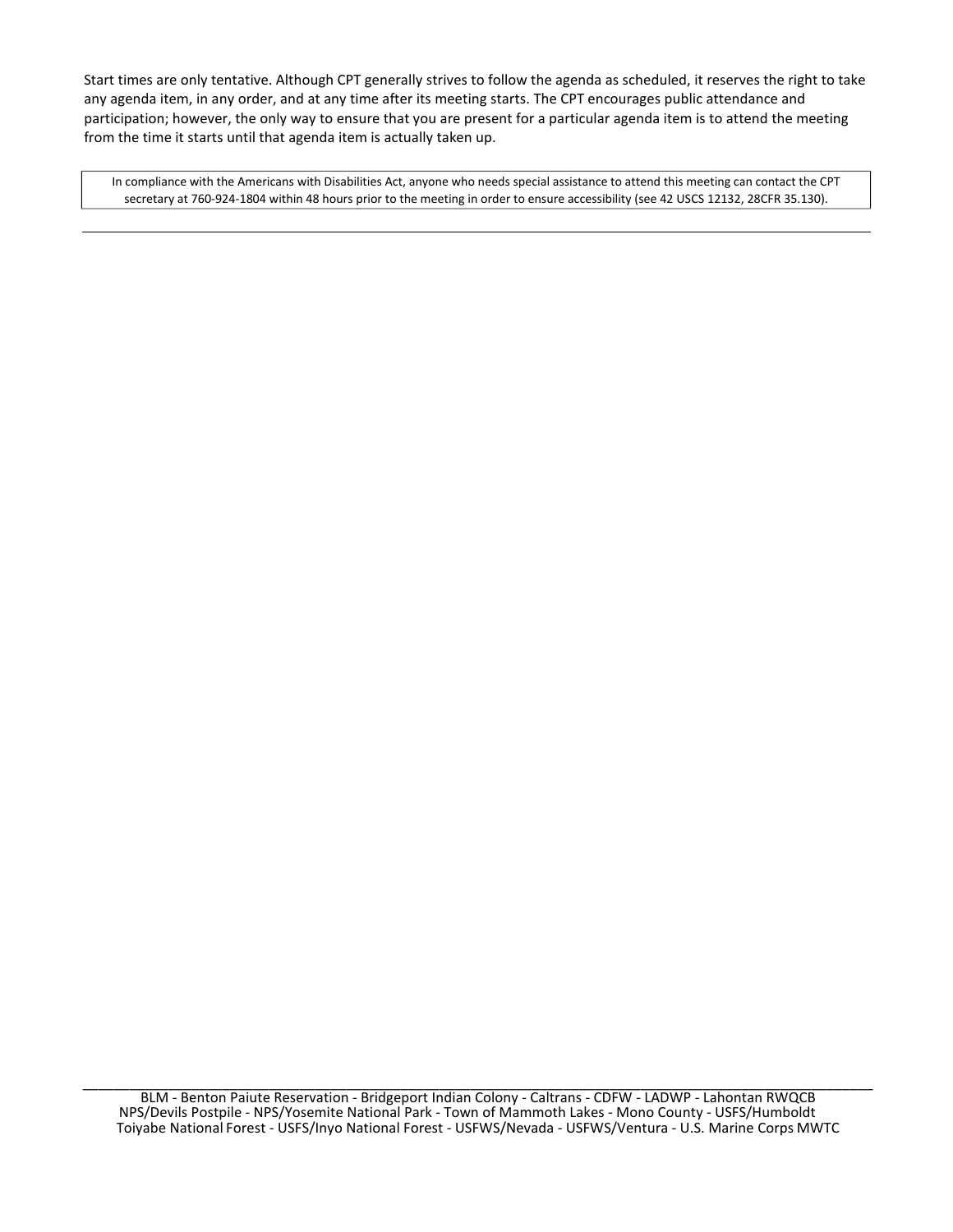Start times are only tentative. Although CPT generally strives to follow the agenda as scheduled, it reserves the right to take any agenda item, in any order, and at any time after its meeting starts. The CPT encourages public attendance and participation; however, the only way to ensure that you are present for a particular agenda item is to attend the meeting from the time it starts until that agenda item is actually taken up.

In compliance with the Americans with Disabilities Act, anyone who needs special assistance to attend this meeting can contact the CPT secretary at 760-924-1804 within 48 hours prior to the meeting in order to ensure accessibility (see 42 USCS 12132, 28CFR 35.130).

---

BLM - Benton Paiute Reservation - Bridgeport Indian Colony - Caltrans - CDFW - LADWP - Lahontan RWQCB NPS/Devils Postpile - NPS/Yosemite National Park - Town of Mammoth Lakes - Mono County - USFS/Humboldt Toiyabe National Forest - USFS/Inyo National Forest - USFWS/Nevada - USFWS/Ventura - U.S. Marine Corps MWTC